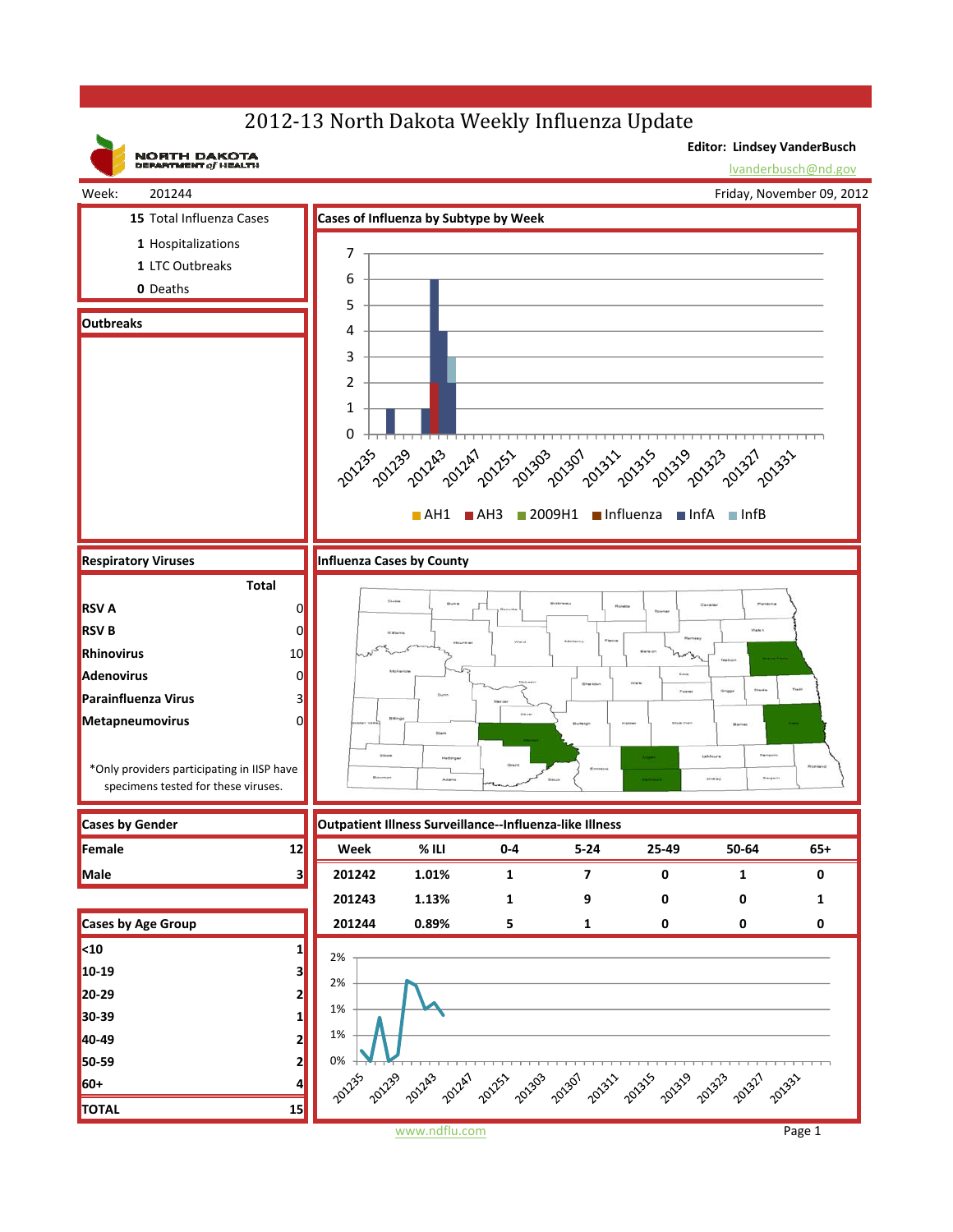# 2012-13 North Dakota Weekly Influenza Update

NORTH DAKOTA DEPARTMENT of HEALTH

**Editor: Lindsey VanderBusch**
lvanderbusch@nd.gov

Week: 201244 — Friday, November 09, 2012

| | |
|---|---|
| **15** | Total Influenza Cases |
| **1** | Hospitalizations |
| **1** | LTC Outbreaks |
| **0** | Deaths |

## Outbreaks

## Cases of Influenza by Subtype by Week

AH1 | AH3 | 2009H1 | Influenza | InfA | InfB

## Respiratory Viruses

| | Total |
|---|---|
| **RSV A** | 0 |
| **RSV B** | 0 |
| **Rhinovirus** | 10 |
| **Adenovirus** | 0 |
| **Parainfluenza Virus** | 3 |
| **Metapneumovirus** | 0 |

*Only providers participating in IISP have specimens tested for these viruses.

## Influenza Cases by County

## Cases by Gender

| | |
|---|---|
| **Female** | 12 |
| **Male** | 3 |

## Cases by Age Group

| | |
|---|---|
| **<10** | 1 |
| **10-19** | 3 |
| **20-29** | 2 |
| **30-39** | 1 |
| **40-49** | 2 |
| **50-59** | 2 |
| **60+** | 4 |
| **TOTAL** | 15 |

## Outpatient Illness Surveillance--Influenza-like Illness

| Week | % ILI | 0-4 | 5-24 | 25-49 | 50-64 | 65+ |
|---|---|---|---|---|---|---|
| **201242** | **1.01%** | **1** | **7** | **0** | **1** | **0** |
| **201243** | **1.13%** | **1** | **9** | **0** | **0** | **1** |
| **201244** | **0.89%** | **5** | **1** | **0** | **0** | **0** |

www.ndflu.com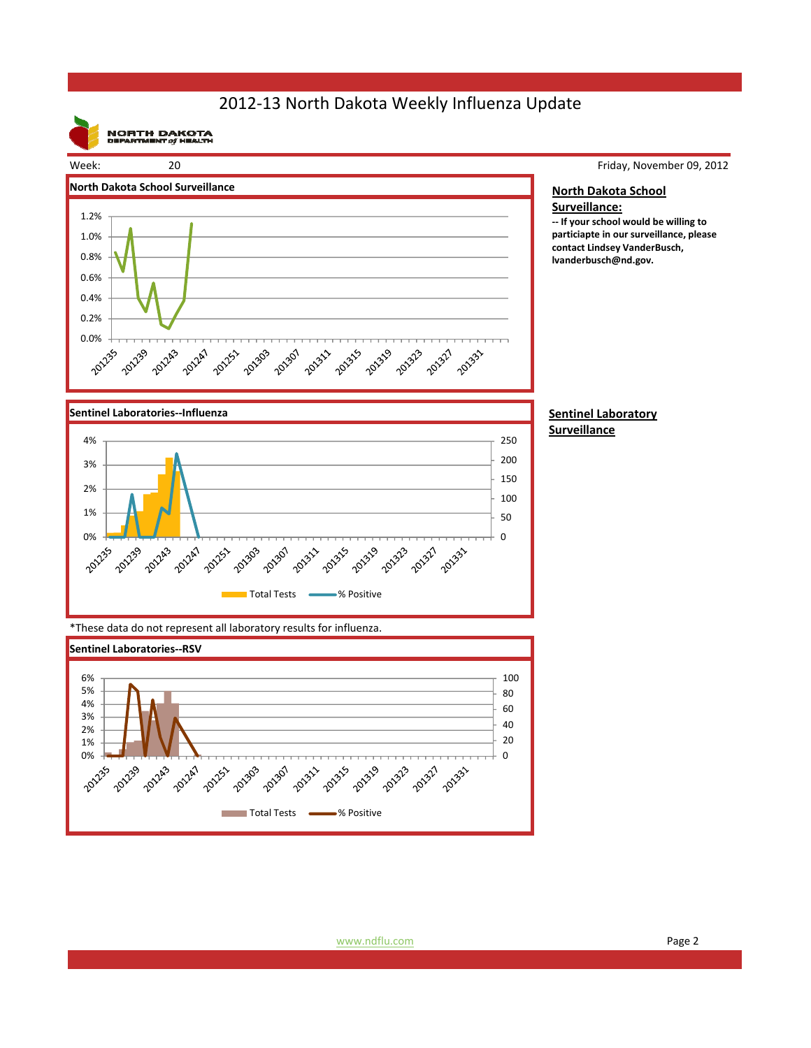# 2012-13 North Dakota Weekly Influenza Update

NORTH DAKOTA
DEPARTMENT of HEALTH

Week: 20

Friday, November 09, 2012

## North Dakota School Surveillance

1.2%
1.0%
0.8%
0.6%
0.4%
0.2%
0.0%

201235 201239 201243 201247 201251 201303 201307 201311 201315 201319 201323 201327 201331

## North Dakota School Surveillance:

**-- If your school would be willing to particiapte in our surveillance, please contact Lindsey VanderBusch, lvanderbusch@nd.gov.**

## Sentinel Laboratories--Influenza

4%
3%
2%
1%
0%

250
200
150
100
50
0

201235 201239 201243 201247 201251 201303 201307 201311 201315 201319 201323 201327 201331

Total Tests — % Positive

*These data do not represent all laboratory results for influenza.

## Sentinel Laboratory Surveillance

## Sentinel Laboratories--RSV

6%
5%
4%
3%
2%
1%
0%

100
80
60
40
20
0

201235 201239 201243 201247 201251 201303 201307 201311 201315 201319 201323 201327 201331

Total Tests — % Positive

www.ndflu.com